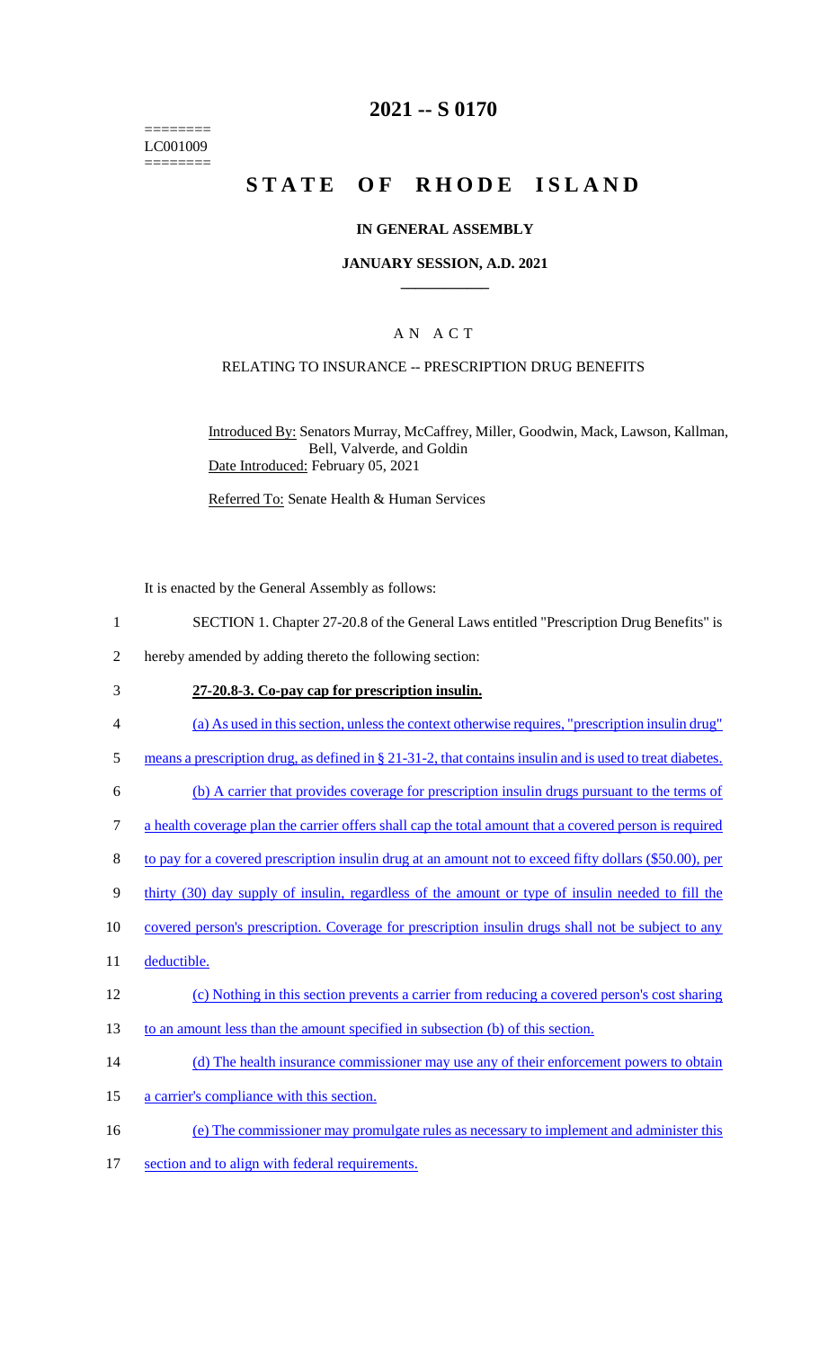========
LC001009
========

# 2021 -- S 0170

# STATE OF RHODE ISLAND

## IN GENERAL ASSEMBLY

### JANUARY SESSION, A.D. 2021

### A N A C T

RELATING TO INSURANCE -- PRESCRIPTION DRUG BENEFITS

Introduced By: Senators Murray, McCaffrey, Miller, Goodwin, Mack, Lawson, Kallman, Bell, Valverde, and Goldin

Date Introduced: February 05, 2021

Referred To: Senate Health & Human Services

It is enacted by the General Assembly as follows:

1 SECTION 1. Chapter 27-20.8 of the General Laws entitled "Prescription Drug Benefits" is
2 hereby amended by adding thereto the following section:

3 **27-20.8-3. Co-pay cap for prescription insulin.**

4 (a) As used in this section, unless the context otherwise requires, "prescription insulin drug"
5 means a prescription drug, as defined in § 21-31-2, that contains insulin and is used to treat diabetes.

6 (b) A carrier that provides coverage for prescription insulin drugs pursuant to the terms of
7 a health coverage plan the carrier offers shall cap the total amount that a covered person is required
8 to pay for a covered prescription insulin drug at an amount not to exceed fifty dollars ($50.00), per
9 thirty (30) day supply of insulin, regardless of the amount or type of insulin needed to fill the
10 covered person's prescription. Coverage for prescription insulin drugs shall not be subject to any
11 deductible.

12 (c) Nothing in this section prevents a carrier from reducing a covered person's cost sharing
13 to an amount less than the amount specified in subsection (b) of this section.

14 (d) The health insurance commissioner may use any of their enforcement powers to obtain
15 a carrier's compliance with this section.

16 (e) The commissioner may promulgate rules as necessary to implement and administer this
17 section and to align with federal requirements.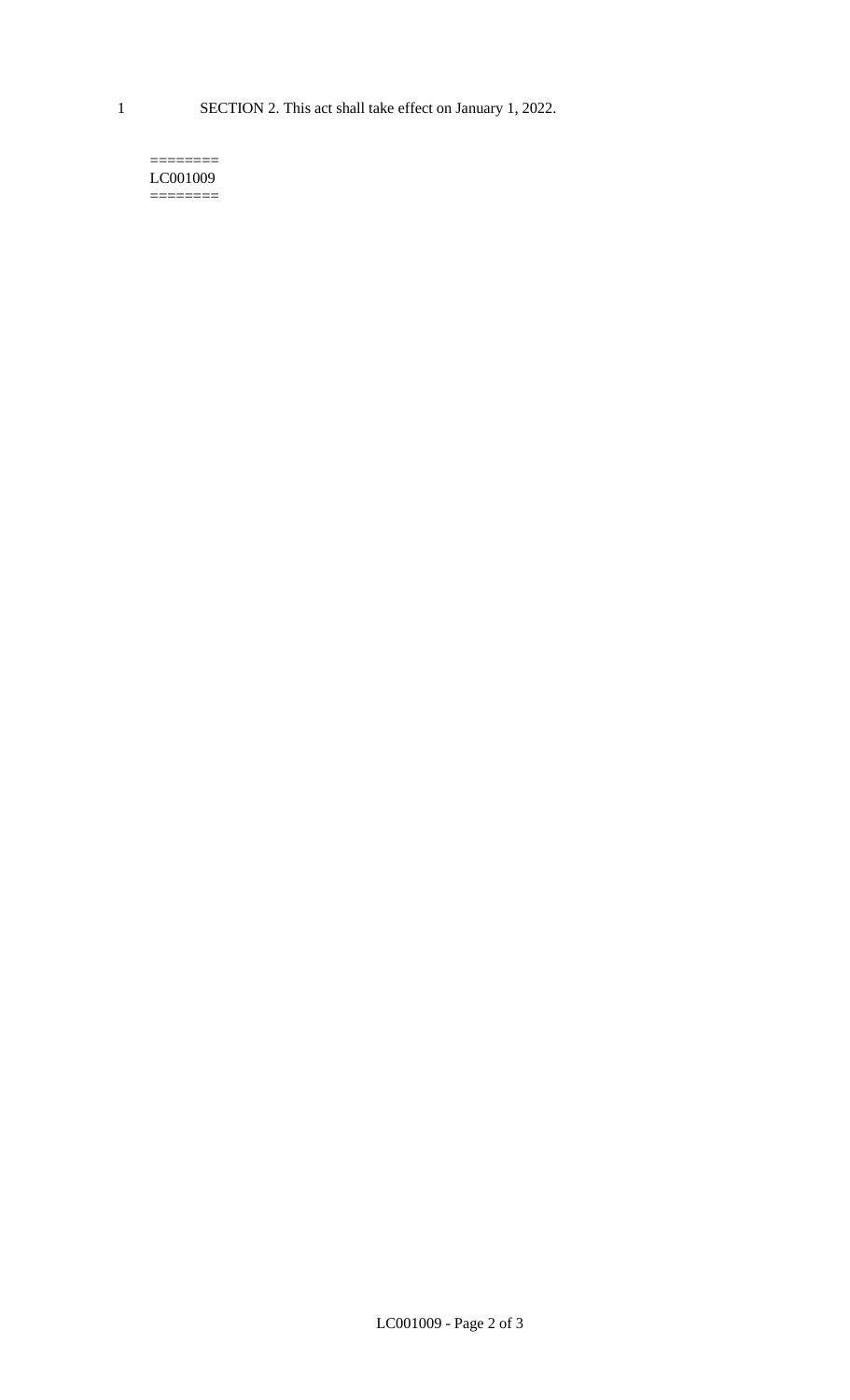SECTION 2. This act shall take effect on January 1, 2022.

========
LC001009
========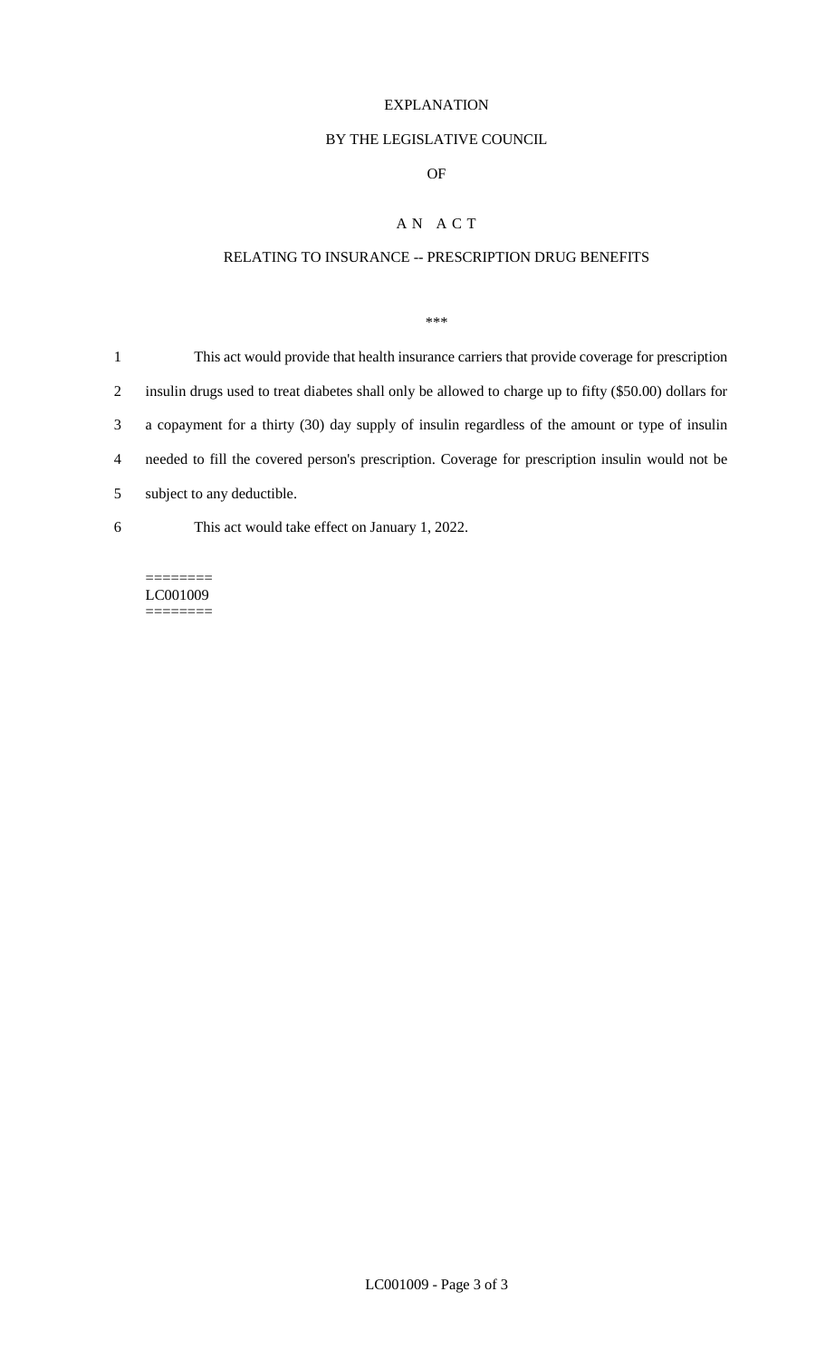EXPLANATION

BY THE LEGISLATIVE COUNCIL

OF

A N A C T

RELATING TO INSURANCE -- PRESCRIPTION DRUG BENEFITS

\*\*\*

This act would provide that health insurance carriers that provide coverage for prescription insulin drugs used to treat diabetes shall only be allowed to charge up to fifty ($50.00) dollars for a copayment for a thirty (30) day supply of insulin regardless of the amount or type of insulin needed to fill the covered person's prescription. Coverage for prescription insulin would not be subject to any deductible.

This act would take effect on January 1, 2022.

========
LC001009
========